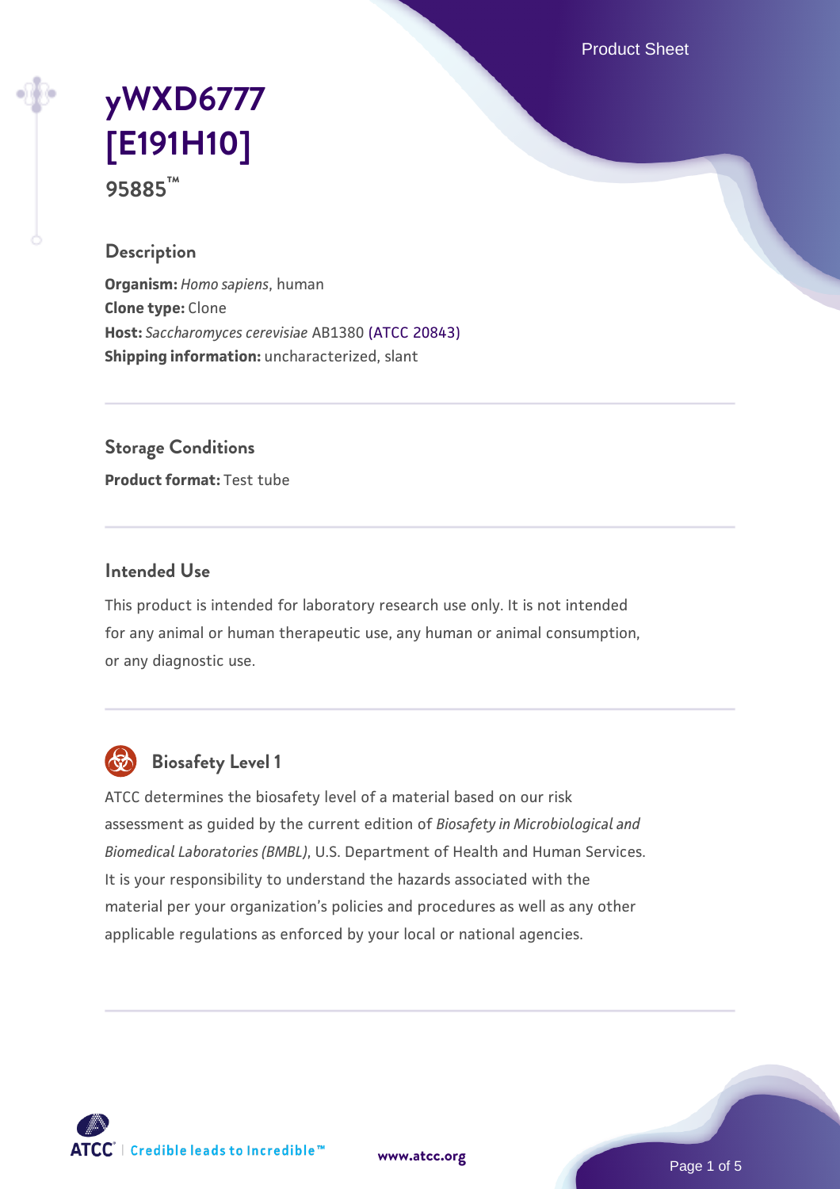# yWXD6777 [E191H10]

95885™

## Description

**Organism:** *Homo sapiens*, human
**Clone type:** Clone
**Host:** *Saccharomyces cerevisiae* AB1380 (ATCC 20843)
**Shipping information:** uncharacterized, slant

## Storage Conditions

**Product format:** Test tube

## Intended Use

This product is intended for laboratory research use only. It is not intended for any animal or human therapeutic use, any human or animal consumption, or any diagnostic use.

## Biosafety Level 1

ATCC determines the biosafety level of a material based on our risk assessment as guided by the current edition of *Biosafety in Microbiological and Biomedical Laboratories (BMBL)*, U.S. Department of Health and Human Services. It is your responsibility to understand the hazards associated with the material per your organization's policies and procedures as well as any other applicable regulations as enforced by your local or national agencies.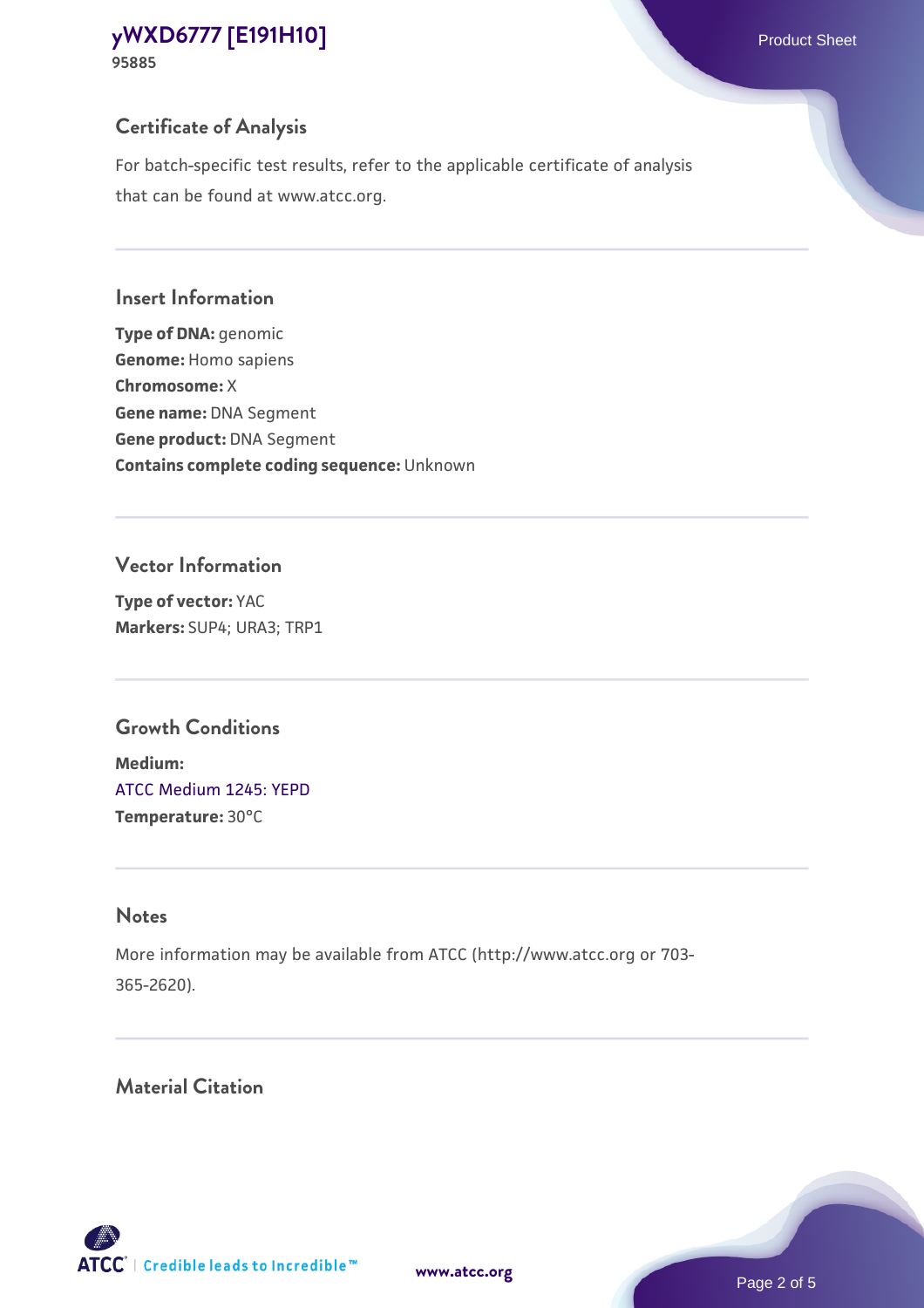## Certificate of Analysis

For batch-specific test results, refer to the applicable certificate of analysis that can be found at www.atcc.org.

## Insert Information

**Type of DNA:** genomic
**Genome:** Homo sapiens
**Chromosome:** X
**Gene name:** DNA Segment
**Gene product:** DNA Segment
**Contains complete coding sequence:** Unknown

## Vector Information

**Type of vector:** YAC
**Markers:** SUP4; URA3; TRP1

## Growth Conditions

**Medium:**
ATCC Medium 1245: YEPD
**Temperature:** 30°C

## Notes

More information may be available from ATCC (http://www.atcc.org or 703-365-2620).

## Material Citation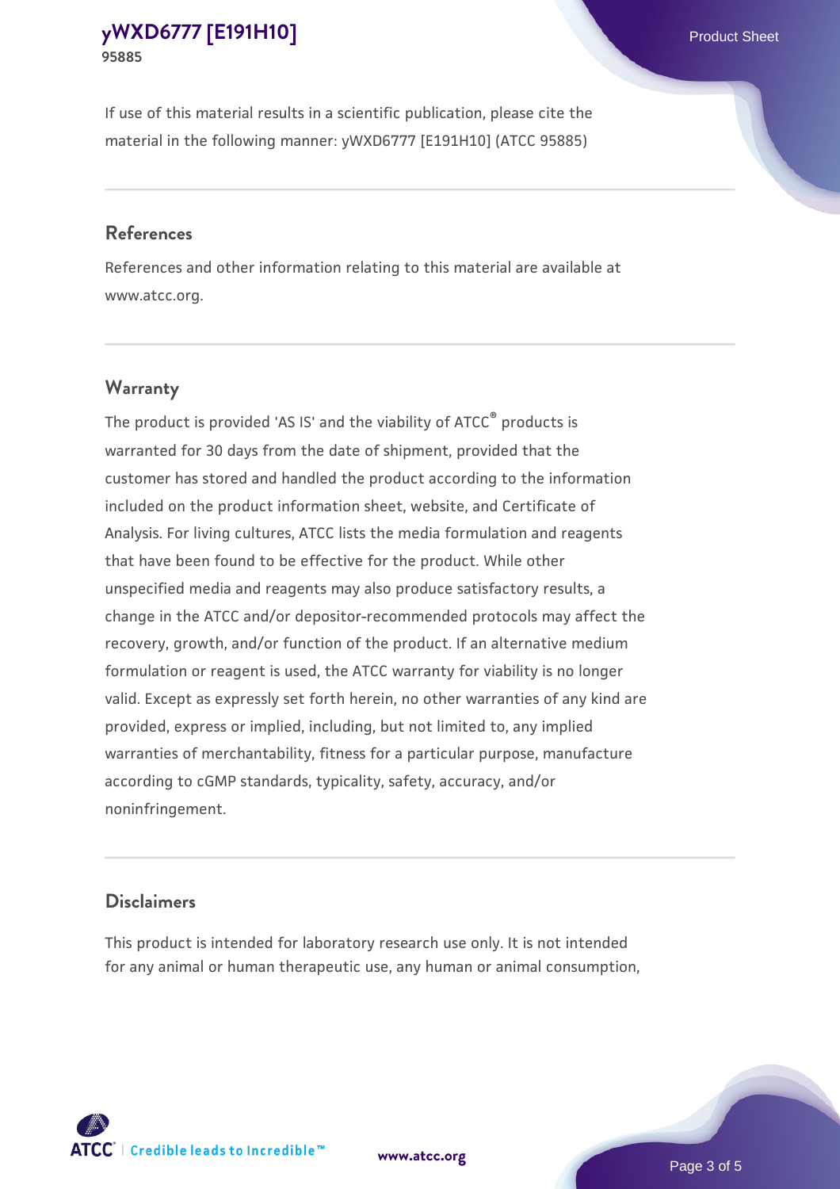If use of this material results in a scientific publication, please cite the material in the following manner: yWXD6777 [E191H10] (ATCC 95885)

## References

References and other information relating to this material are available at www.atcc.org.

## Warranty

The product is provided 'AS IS' and the viability of ATCC® products is warranted for 30 days from the date of shipment, provided that the customer has stored and handled the product according to the information included on the product information sheet, website, and Certificate of Analysis. For living cultures, ATCC lists the media formulation and reagents that have been found to be effective for the product. While other unspecified media and reagents may also produce satisfactory results, a change in the ATCC and/or depositor-recommended protocols may affect the recovery, growth, and/or function of the product. If an alternative medium formulation or reagent is used, the ATCC warranty for viability is no longer valid. Except as expressly set forth herein, no other warranties of any kind are provided, express or implied, including, but not limited to, any implied warranties of merchantability, fitness for a particular purpose, manufacture according to cGMP standards, typicality, safety, accuracy, and/or noninfringement.

## Disclaimers

This product is intended for laboratory research use only. It is not intended for any animal or human therapeutic use, any human or animal consumption,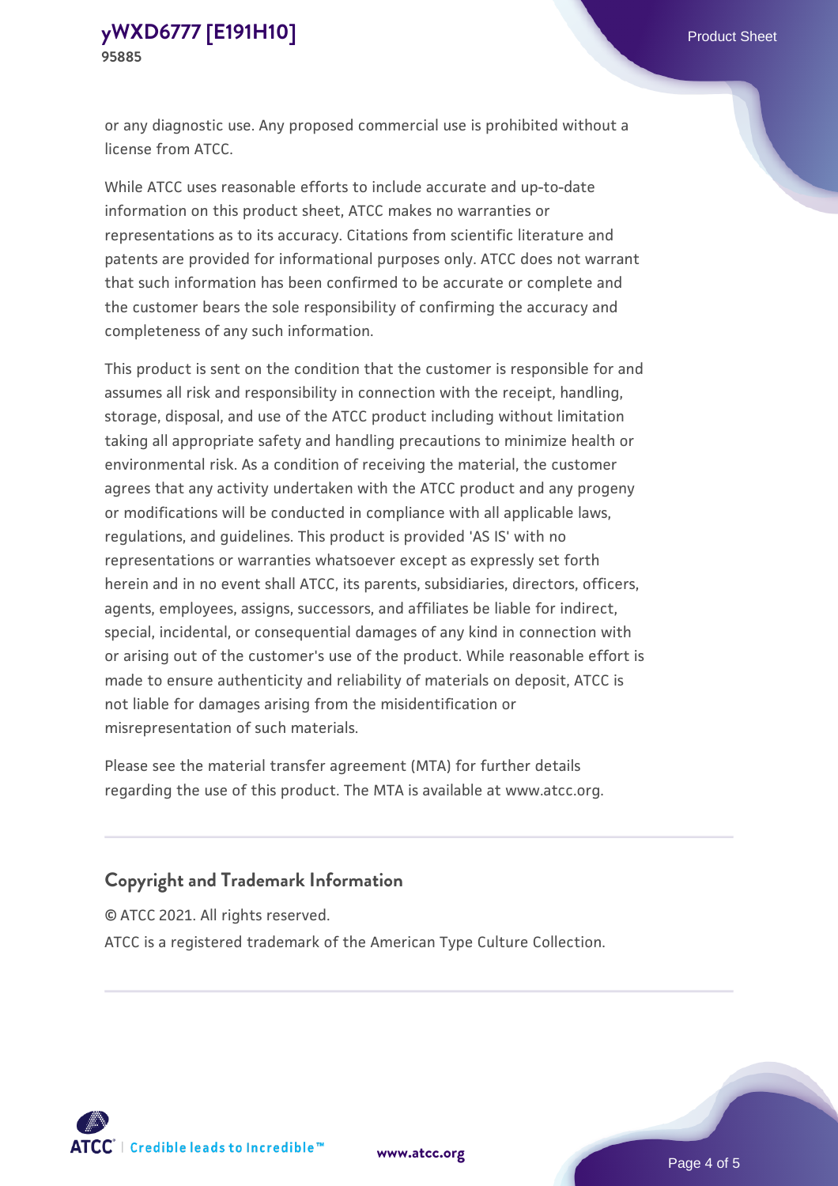or any diagnostic use. Any proposed commercial use is prohibited without a license from ATCC.

While ATCC uses reasonable efforts to include accurate and up-to-date information on this product sheet, ATCC makes no warranties or representations as to its accuracy. Citations from scientific literature and patents are provided for informational purposes only. ATCC does not warrant that such information has been confirmed to be accurate or complete and the customer bears the sole responsibility of confirming the accuracy and completeness of any such information.

This product is sent on the condition that the customer is responsible for and assumes all risk and responsibility in connection with the receipt, handling, storage, disposal, and use of the ATCC product including without limitation taking all appropriate safety and handling precautions to minimize health or environmental risk. As a condition of receiving the material, the customer agrees that any activity undertaken with the ATCC product and any progeny or modifications will be conducted in compliance with all applicable laws, regulations, and guidelines. This product is provided 'AS IS' with no representations or warranties whatsoever except as expressly set forth herein and in no event shall ATCC, its parents, subsidiaries, directors, officers, agents, employees, assigns, successors, and affiliates be liable for indirect, special, incidental, or consequential damages of any kind in connection with or arising out of the customer's use of the product. While reasonable effort is made to ensure authenticity and reliability of materials on deposit, ATCC is not liable for damages arising from the misidentification or misrepresentation of such materials.

Please see the material transfer agreement (MTA) for further details regarding the use of this product. The MTA is available at www.atcc.org.

## Copyright and Trademark Information

© ATCC 2021. All rights reserved.

ATCC is a registered trademark of the American Type Culture Collection.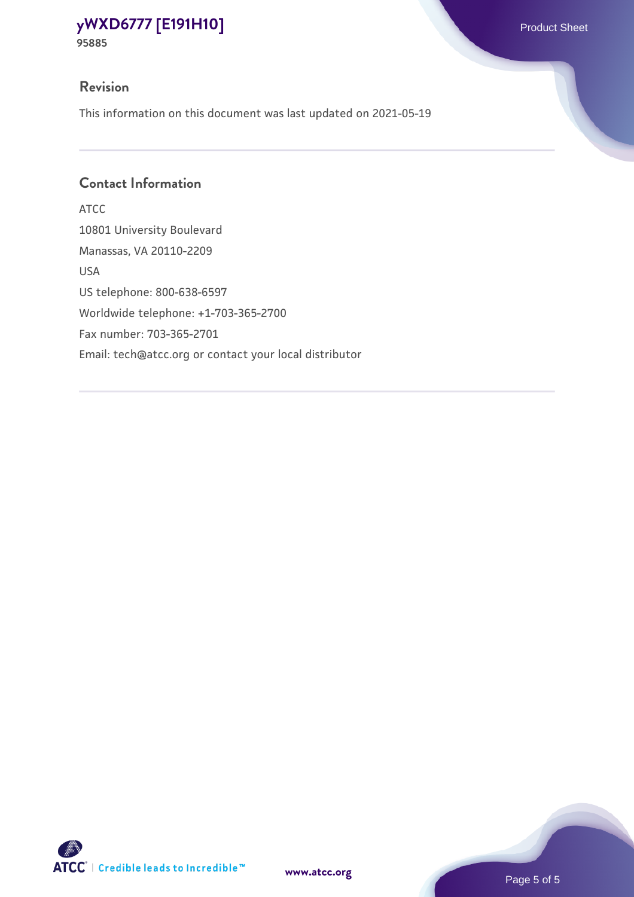## Revision

This information on this document was last updated on 2021-05-19

## Contact Information

ATCC
10801 University Boulevard
Manassas, VA 20110-2209
USA
US telephone: 800-638-6597
Worldwide telephone: +1-703-365-2700
Fax number: 703-365-2701
Email: tech@atcc.org or contact your local distributor